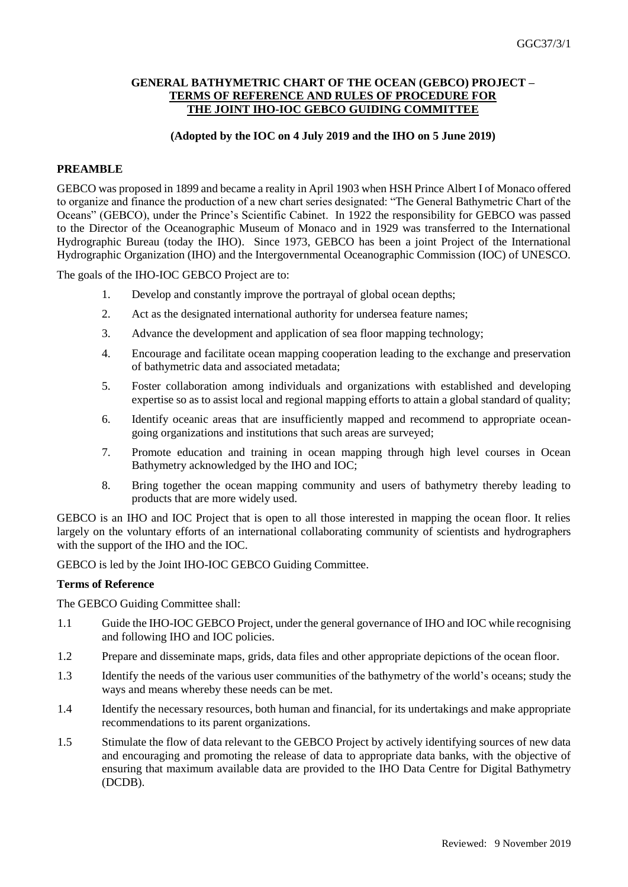# GENERAL BATHYMETRIC CHART OF THE OCEAN (GEBCO) PROJECT – TERMS OF REFERENCE AND RULES OF PROCEDURE FOR THE JOINT IHO-IOC GEBCO GUIDING COMMITTEE

**(Adopted by the IOC on 4 July 2019 and the IHO on 5 June 2019)**

## PREAMBLE

GEBCO was proposed in 1899 and became a reality in April 1903 when HSH Prince Albert I of Monaco offered to organize and finance the production of a new chart series designated: "The General Bathymetric Chart of the Oceans" (GEBCO), under the Prince's Scientific Cabinet. In 1922 the responsibility for GEBCO was passed to the Director of the Oceanographic Museum of Monaco and in 1929 was transferred to the International Hydrographic Bureau (today the IHO). Since 1973, GEBCO has been a joint Project of the International Hydrographic Organization (IHO) and the Intergovernmental Oceanographic Commission (IOC) of UNESCO.

The goals of the IHO-IOC GEBCO Project are to:

1. Develop and constantly improve the portrayal of global ocean depths;
2. Act as the designated international authority for undersea feature names;
3. Advance the development and application of sea floor mapping technology;
4. Encourage and facilitate ocean mapping cooperation leading to the exchange and preservation of bathymetric data and associated metadata;
5. Foster collaboration among individuals and organizations with established and developing expertise so as to assist local and regional mapping efforts to attain a global standard of quality;
6. Identify oceanic areas that are insufficiently mapped and recommend to appropriate ocean-going organizations and institutions that such areas are surveyed;
7. Promote education and training in ocean mapping through high level courses in Ocean Bathymetry acknowledged by the IHO and IOC;
8. Bring together the ocean mapping community and users of bathymetry thereby leading to products that are more widely used.

GEBCO is an IHO and IOC Project that is open to all those interested in mapping the ocean floor. It relies largely on the voluntary efforts of an international collaborating community of scientists and hydrographers with the support of the IHO and the IOC.

GEBCO is led by the Joint IHO-IOC GEBCO Guiding Committee.

### Terms of Reference

The GEBCO Guiding Committee shall:

1.1 Guide the IHO-IOC GEBCO Project, under the general governance of IHO and IOC while recognising and following IHO and IOC policies.

1.2 Prepare and disseminate maps, grids, data files and other appropriate depictions of the ocean floor.

1.3 Identify the needs of the various user communities of the bathymetry of the world's oceans; study the ways and means whereby these needs can be met.

1.4 Identify the necessary resources, both human and financial, for its undertakings and make appropriate recommendations to its parent organizations.

1.5 Stimulate the flow of data relevant to the GEBCO Project by actively identifying sources of new data and encouraging and promoting the release of data to appropriate data banks, with the objective of ensuring that maximum available data are provided to the IHO Data Centre for Digital Bathymetry (DCDB).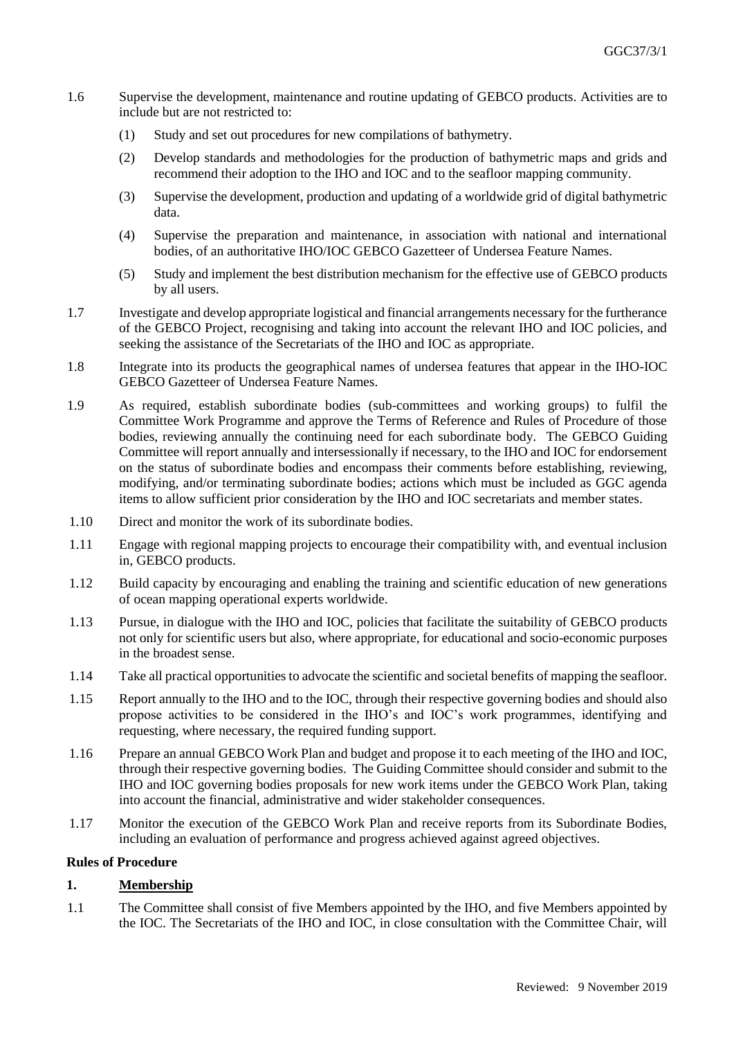1.6 Supervise the development, maintenance and routine updating of GEBCO products. Activities are to include but are not restricted to:

(1) Study and set out procedures for new compilations of bathymetry.

(2) Develop standards and methodologies for the production of bathymetric maps and grids and recommend their adoption to the IHO and IOC and to the seafloor mapping community.

(3) Supervise the development, production and updating of a worldwide grid of digital bathymetric data.

(4) Supervise the preparation and maintenance, in association with national and international bodies, of an authoritative IHO/IOC GEBCO Gazetteer of Undersea Feature Names.

(5) Study and implement the best distribution mechanism for the effective use of GEBCO products by all users.

1.7 Investigate and develop appropriate logistical and financial arrangements necessary for the furtherance of the GEBCO Project, recognising and taking into account the relevant IHO and IOC policies, and seeking the assistance of the Secretariats of the IHO and IOC as appropriate.

1.8 Integrate into its products the geographical names of undersea features that appear in the IHO-IOC GEBCO Gazetteer of Undersea Feature Names.

1.9 As required, establish subordinate bodies (sub-committees and working groups) to fulfil the Committee Work Programme and approve the Terms of Reference and Rules of Procedure of those bodies, reviewing annually the continuing need for each subordinate body. The GEBCO Guiding Committee will report annually and intersessionally if necessary, to the IHO and IOC for endorsement on the status of subordinate bodies and encompass their comments before establishing, reviewing, modifying, and/or terminating subordinate bodies; actions which must be included as GGC agenda items to allow sufficient prior consideration by the IHO and IOC secretariats and member states.

1.10 Direct and monitor the work of its subordinate bodies.

1.11 Engage with regional mapping projects to encourage their compatibility with, and eventual inclusion in, GEBCO products.

1.12 Build capacity by encouraging and enabling the training and scientific education of new generations of ocean mapping operational experts worldwide.

1.13 Pursue, in dialogue with the IHO and IOC, policies that facilitate the suitability of GEBCO products not only for scientific users but also, where appropriate, for educational and socio-economic purposes in the broadest sense.

1.14 Take all practical opportunities to advocate the scientific and societal benefits of mapping the seafloor.

1.15 Report annually to the IHO and to the IOC, through their respective governing bodies and should also propose activities to be considered in the IHO's and IOC's work programmes, identifying and requesting, where necessary, the required funding support.

1.16 Prepare an annual GEBCO Work Plan and budget and propose it to each meeting of the IHO and IOC, through their respective governing bodies. The Guiding Committee should consider and submit to the IHO and IOC governing bodies proposals for new work items under the GEBCO Work Plan, taking into account the financial, administrative and wider stakeholder consequences.

1.17 Monitor the execution of the GEBCO Work Plan and receive reports from its Subordinate Bodies, including an evaluation of performance and progress achieved against agreed objectives.

**Rules of Procedure**

**1. Membership**

1.1 The Committee shall consist of five Members appointed by the IHO, and five Members appointed by the IOC. The Secretariats of the IHO and IOC, in close consultation with the Committee Chair, will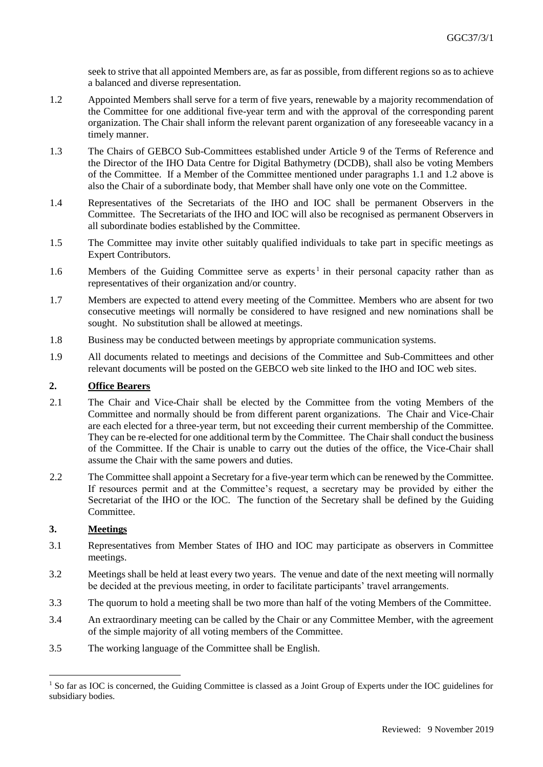seek to strive that all appointed Members are, as far as possible, from different regions so as to achieve a balanced and diverse representation.

1.2 Appointed Members shall serve for a term of five years, renewable by a majority recommendation of the Committee for one additional five-year term and with the approval of the corresponding parent organization. The Chair shall inform the relevant parent organization of any foreseeable vacancy in a timely manner.

1.3 The Chairs of GEBCO Sub-Committees established under Article 9 of the Terms of Reference and the Director of the IHO Data Centre for Digital Bathymetry (DCDB), shall also be voting Members of the Committee. If a Member of the Committee mentioned under paragraphs 1.1 and 1.2 above is also the Chair of a subordinate body, that Member shall have only one vote on the Committee.

1.4 Representatives of the Secretariats of the IHO and IOC shall be permanent Observers in the Committee. The Secretariats of the IHO and IOC will also be recognised as permanent Observers in all subordinate bodies established by the Committee.

1.5 The Committee may invite other suitably qualified individuals to take part in specific meetings as Expert Contributors.

1.6 Members of the Guiding Committee serve as experts[1] in their personal capacity rather than as representatives of their organization and/or country.

1.7 Members are expected to attend every meeting of the Committee. Members who are absent for two consecutive meetings will normally be considered to have resigned and new nominations shall be sought. No substitution shall be allowed at meetings.

1.8 Business may be conducted between meetings by appropriate communication systems.

1.9 All documents related to meetings and decisions of the Committee and Sub-Committees and other relevant documents will be posted on the GEBCO web site linked to the IHO and IOC web sites.

## 2. Office Bearers

2.1 The Chair and Vice-Chair shall be elected by the Committee from the voting Members of the Committee and normally should be from different parent organizations. The Chair and Vice-Chair are each elected for a three-year term, but not exceeding their current membership of the Committee. They can be re-elected for one additional term by the Committee. The Chair shall conduct the business of the Committee. If the Chair is unable to carry out the duties of the office, the Vice-Chair shall assume the Chair with the same powers and duties.

2.2 The Committee shall appoint a Secretary for a five-year term which can be renewed by the Committee. If resources permit and at the Committee's request, a secretary may be provided by either the Secretariat of the IHO or the IOC. The function of the Secretary shall be defined by the Guiding Committee.

## 3. Meetings

3.1 Representatives from Member States of IHO and IOC may participate as observers in Committee meetings.

3.2 Meetings shall be held at least every two years. The venue and date of the next meeting will normally be decided at the previous meeting, in order to facilitate participants' travel arrangements.

3.3 The quorum to hold a meeting shall be two more than half of the voting Members of the Committee.

3.4 An extraordinary meeting can be called by the Chair or any Committee Member, with the agreement of the simple majority of all voting members of the Committee.

3.5 The working language of the Committee shall be English.

---

[1] So far as IOC is concerned, the Guiding Committee is classed as a Joint Group of Experts under the IOC guidelines for subsidiary bodies.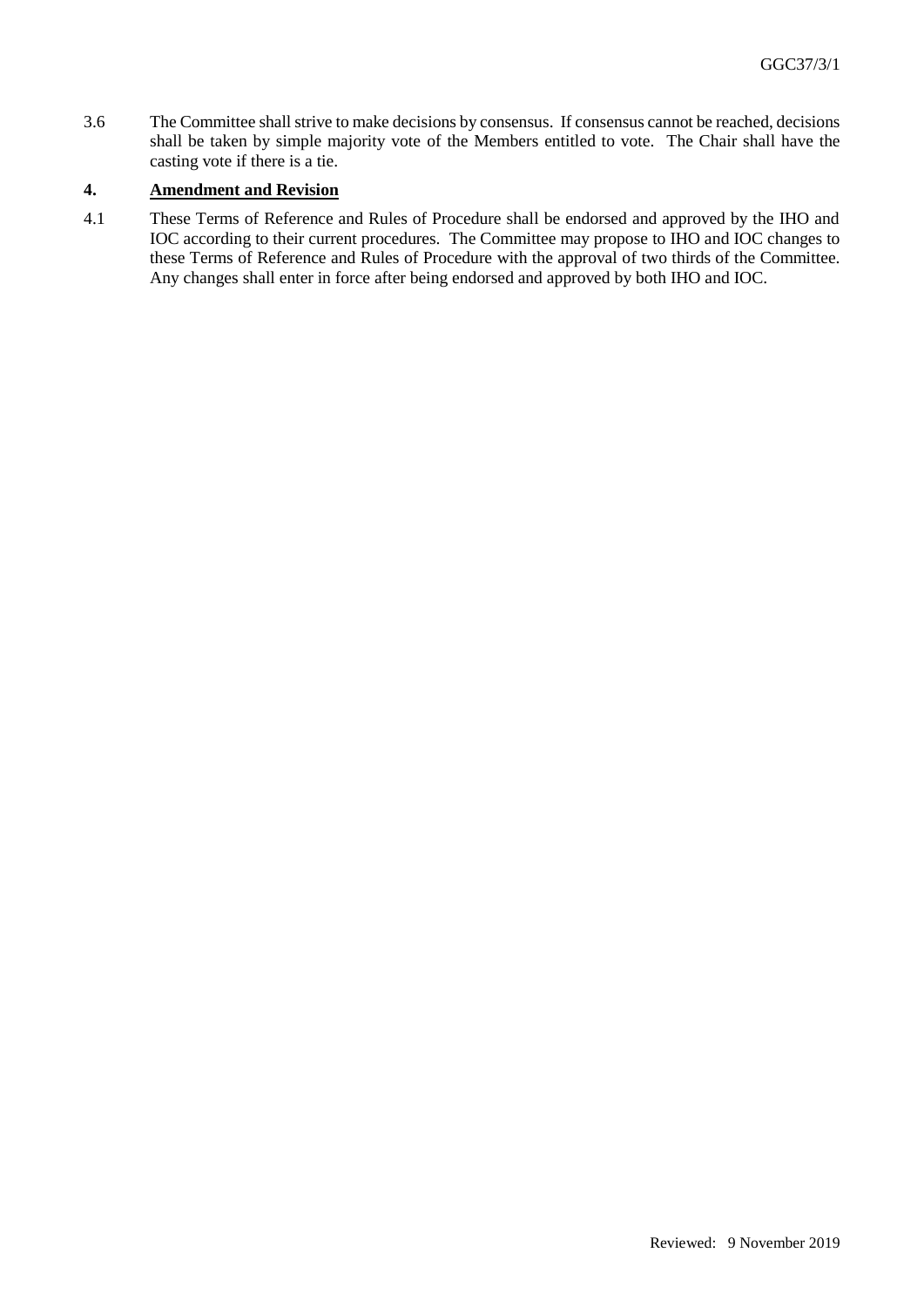3.6 The Committee shall strive to make decisions by consensus. If consensus cannot be reached, decisions shall be taken by simple majority vote of the Members entitled to vote. The Chair shall have the casting vote if there is a tie.

## 4. Amendment and Revision

4.1 These Terms of Reference and Rules of Procedure shall be endorsed and approved by the IHO and IOC according to their current procedures. The Committee may propose to IHO and IOC changes to these Terms of Reference and Rules of Procedure with the approval of two thirds of the Committee. Any changes shall enter in force after being endorsed and approved by both IHO and IOC.

Reviewed: 9 November 2019